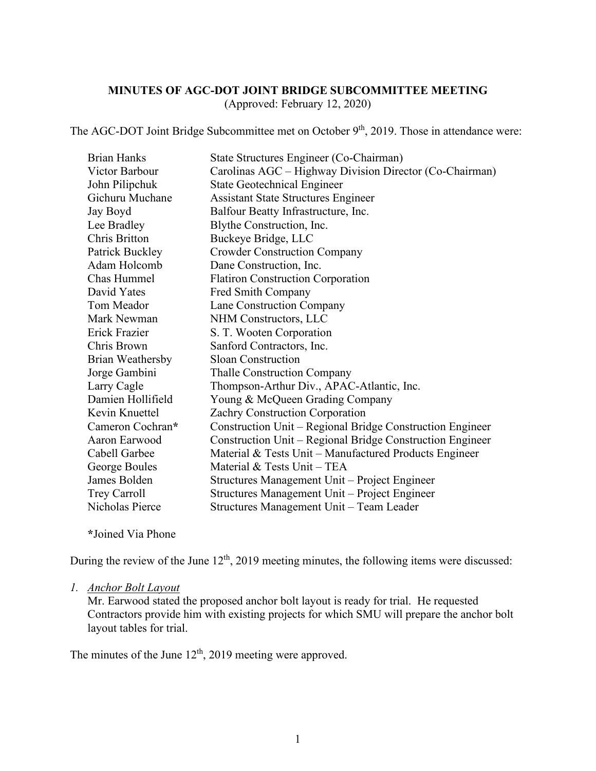**MINUTES OF AGC-DOT JOINT BRIDGE SUBCOMMITTEE MEETING**
(Approved: February 12, 2020)

The AGC-DOT Joint Bridge Subcommittee met on October 9th, 2019. Those in attendance were:

| | |
|---|---|
| Brian Hanks | State Structures Engineer (Co-Chairman) |
| Victor Barbour | Carolinas AGC – Highway Division Director (Co-Chairman) |
| John Pilipchuk | State Geotechnical Engineer |
| Gichuru Muchane | Assistant State Structures Engineer |
| Jay Boyd | Balfour Beatty Infrastructure, Inc. |
| Lee Bradley | Blythe Construction, Inc. |
| Chris Britton | Buckeye Bridge, LLC |
| Patrick Buckley | Crowder Construction Company |
| Adam Holcomb | Dane Construction, Inc. |
| Chas Hummel | Flatiron Construction Corporation |
| David Yates | Fred Smith Company |
| Tom Meador | Lane Construction Company |
| Mark Newman | NHM Constructors, LLC |
| Erick Frazier | S. T. Wooten Corporation |
| Chris Brown | Sanford Contractors, Inc. |
| Brian Weathersby | Sloan Construction |
| Jorge Gambini | Thalle Construction Company |
| Larry Cagle | Thompson-Arthur Div., APAC-Atlantic, Inc. |
| Damien Hollifield | Young & McQueen Grading Company |
| Kevin Knuettel | Zachry Construction Corporation |
| Cameron Cochran* | Construction Unit – Regional Bridge Construction Engineer |
| Aaron Earwood | Construction Unit – Regional Bridge Construction Engineer |
| Cabell Garbee | Material & Tests Unit – Manufactured Products Engineer |
| George Boules | Material & Tests Unit – TEA |
| James Bolden | Structures Management Unit – Project Engineer |
| Trey Carroll | Structures Management Unit – Project Engineer |
| Nicholas Pierce | Structures Management Unit – Team Leader |

***Joined Via Phone**

During the review of the June 12th, 2019 meeting minutes, the following items were discussed:

1. *Anchor Bolt Layout*
   Mr. Earwood stated the proposed anchor bolt layout is ready for trial. He requested Contractors provide him with existing projects for which SMU will prepare the anchor bolt layout tables for trial.

The minutes of the June 12th, 2019 meeting were approved.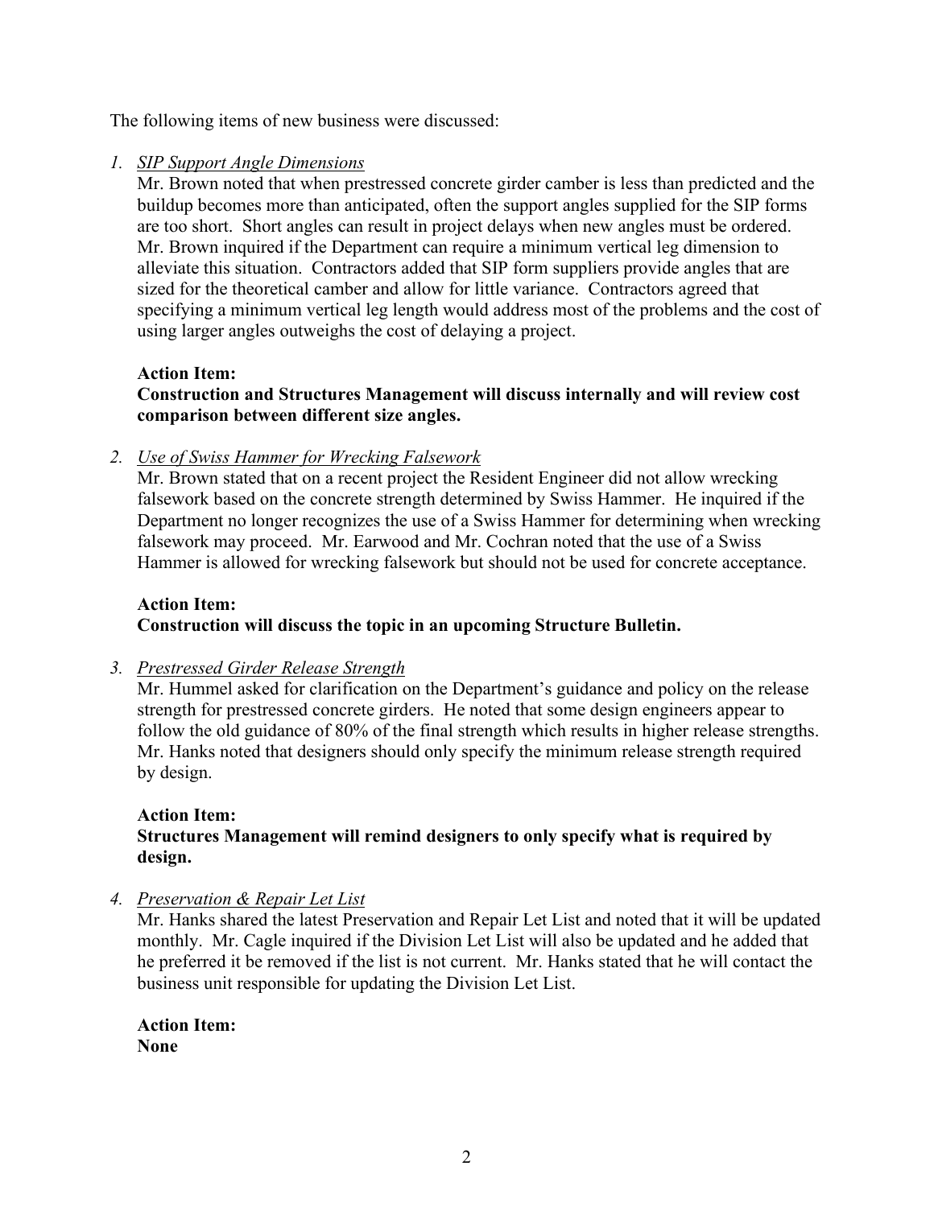The following items of new business were discussed:

1. *SIP Support Angle Dimensions*

   Mr. Brown noted that when prestressed concrete girder camber is less than predicted and the buildup becomes more than anticipated, often the support angles supplied for the SIP forms are too short. Short angles can result in project delays when new angles must be ordered. Mr. Brown inquired if the Department can require a minimum vertical leg dimension to alleviate this situation. Contractors added that SIP form suppliers provide angles that are sized for the theoretical camber and allow for little variance. Contractors agreed that specifying a minimum vertical leg length would address most of the problems and the cost of using larger angles outweighs the cost of delaying a project.

   **Action Item:**
   **Construction and Structures Management will discuss internally and will review cost comparison between different size angles.**

2. *Use of Swiss Hammer for Wrecking Falsework*

   Mr. Brown stated that on a recent project the Resident Engineer did not allow wrecking falsework based on the concrete strength determined by Swiss Hammer. He inquired if the Department no longer recognizes the use of a Swiss Hammer for determining when wrecking falsework may proceed. Mr. Earwood and Mr. Cochran noted that the use of a Swiss Hammer is allowed for wrecking falsework but should not be used for concrete acceptance.

   **Action Item:**
   **Construction will discuss the topic in an upcoming Structure Bulletin.**

3. *Prestressed Girder Release Strength*

   Mr. Hummel asked for clarification on the Department's guidance and policy on the release strength for prestressed concrete girders. He noted that some design engineers appear to follow the old guidance of 80% of the final strength which results in higher release strengths. Mr. Hanks noted that designers should only specify the minimum release strength required by design.

   **Action Item:**
   **Structures Management will remind designers to only specify what is required by design.**

4. *Preservation & Repair Let List*

   Mr. Hanks shared the latest Preservation and Repair Let List and noted that it will be updated monthly. Mr. Cagle inquired if the Division Let List will also be updated and he added that he preferred it be removed if the list is not current. Mr. Hanks stated that he will contact the business unit responsible for updating the Division Let List.

   **Action Item:**
   **None**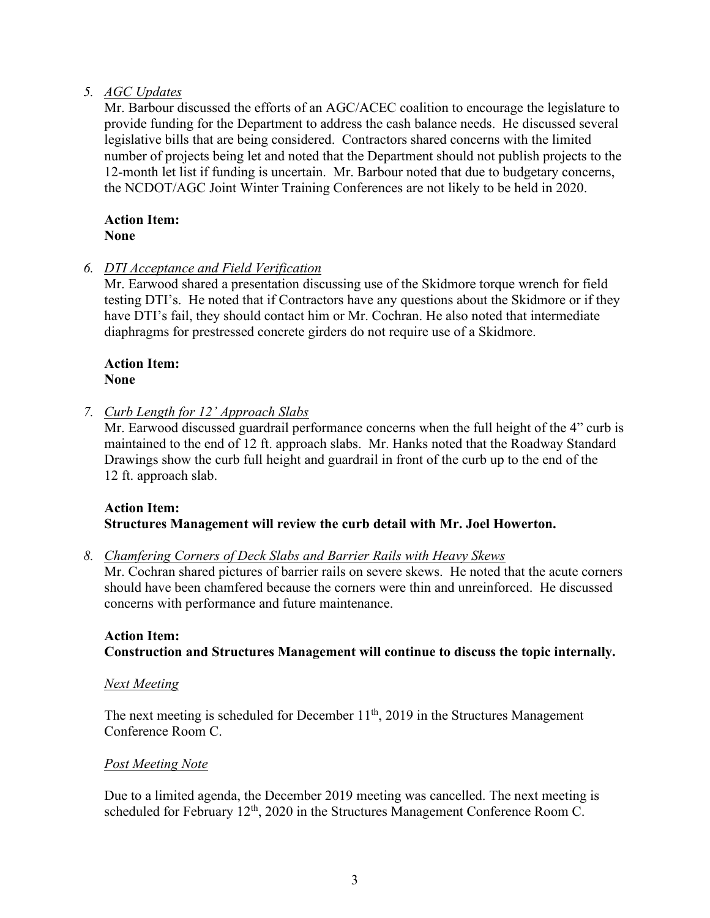5. *AGC Updates*

Mr. Barbour discussed the efforts of an AGC/ACEC coalition to encourage the legislature to provide funding for the Department to address the cash balance needs. He discussed several legislative bills that are being considered. Contractors shared concerns with the limited number of projects being let and noted that the Department should not publish projects to the 12-month let list if funding is uncertain. Mr. Barbour noted that due to budgetary concerns, the NCDOT/AGC Joint Winter Training Conferences are not likely to be held in 2020.

**Action Item:**
**None**

6. *DTI Acceptance and Field Verification*

Mr. Earwood shared a presentation discussing use of the Skidmore torque wrench for field testing DTI's. He noted that if Contractors have any questions about the Skidmore or if they have DTI's fail, they should contact him or Mr. Cochran. He also noted that intermediate diaphragms for prestressed concrete girders do not require use of a Skidmore.

**Action Item:**
**None**

7. *Curb Length for 12' Approach Slabs*

Mr. Earwood discussed guardrail performance concerns when the full height of the 4" curb is maintained to the end of 12 ft. approach slabs. Mr. Hanks noted that the Roadway Standard Drawings show the curb full height and guardrail in front of the curb up to the end of the 12 ft. approach slab.

**Action Item:**
**Structures Management will review the curb detail with Mr. Joel Howerton.**

8. *Chamfering Corners of Deck Slabs and Barrier Rails with Heavy Skews*

Mr. Cochran shared pictures of barrier rails on severe skews. He noted that the acute corners should have been chamfered because the corners were thin and unreinforced. He discussed concerns with performance and future maintenance.

**Action Item:**
**Construction and Structures Management will continue to discuss the topic internally.**

*Next Meeting*

The next meeting is scheduled for December 11th, 2019 in the Structures Management Conference Room C.

*Post Meeting Note*

Due to a limited agenda, the December 2019 meeting was cancelled. The next meeting is scheduled for February 12th, 2020 in the Structures Management Conference Room C.